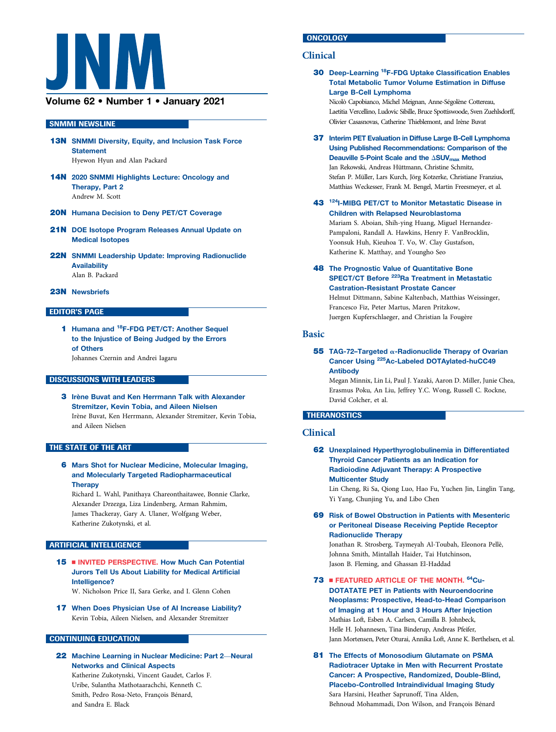# JNM

**Volume 62 • Number 1 • January 2021**

## SNMMI NEWSLINE

**13N** **SNMMI Diversity, Equity, and Inclusion Task Force Statement**
Hyewon Hyun and Alan Packard

**14N** **2020 SNMMI Highlights Lecture: Oncology and Therapy, Part 2**
Andrew M. Scott

**20N** **Humana Decision to Deny PET/CT Coverage**

**21N** **DOE Isotope Program Releases Annual Update on Medical Isotopes**

**22N** **SNMMI Leadership Update: Improving Radionuclide Availability**
Alan B. Packard

**23N** **Newsbriefs**

## EDITOR'S PAGE

**1** **Humana and $^{18}$F-FDG PET/CT: Another Sequel to the Injustice of Being Judged by the Errors of Others**
Johannes Czernin and Andrei Iagaru

## DISCUSSIONS WITH LEADERS

**3** **Irène Buvat and Ken Herrmann Talk with Alexander Stremitzer, Kevin Tobia, and Aileen Nielsen**
Irène Buvat, Ken Herrmann, Alexander Stremitzer, Kevin Tobia, and Aileen Nielsen

## THE STATE OF THE ART

**6** **Mars Shot for Nuclear Medicine, Molecular Imaging, and Molecularly Targeted Radiopharmaceutical Therapy**
Richard L. Wahl, Panithaya Chareonthaitawee, Bonnie Clarke, Alexander Drzezga, Liza Lindenberg, Arman Rahmim, James Thackeray, Gary A. Ulaner, Wolfgang Weber, Katherine Zukotynski, et al.

## ARTIFICIAL INTELLIGENCE

**15** ■ **INVITED PERSPECTIVE. How Much Can Potential Jurors Tell Us About Liability for Medical Artificial Intelligence?**
W. Nicholson Price II, Sara Gerke, and I. Glenn Cohen

**17** **When Does Physician Use of AI Increase Liability?**
Kevin Tobia, Aileen Nielsen, and Alexander Stremitzer

## CONTINUING EDUCATION

**22** **Machine Learning in Nuclear Medicine: Part 2—Neural Networks and Clinical Aspects**
Katherine Zukotynski, Vincent Gaudet, Carlos F. Uribe, Sulantha Mathotaarachchi, Kenneth C. Smith, Pedro Rosa-Neto, François Bénard, and Sandra E. Black

## ONCOLOGY

### Clinical

**30** **Deep-Learning $^{18}$F-FDG Uptake Classification Enables Total Metabolic Tumor Volume Estimation in Diffuse Large B-Cell Lymphoma**
Nicolò Capobianco, Michel Meignan, Anne-Ségolène Cottereau, Laetitia Vercellino, Ludovic Sibille, Bruce Spottiswoode, Sven Zuehlsdorff, Olivier Casasnovas, Catherine Thieblemont, and Irène Buvat

**37** **Interim PET Evaluation in Diffuse Large B-Cell Lymphoma Using Published Recommendations: Comparison of the Deauville 5-Point Scale and the $\Delta SUV_{max}$ Method**
Jan Rekowski, Andreas Hüttmann, Christine Schmitz, Stefan P. Müller, Lars Kurch, Jörg Kotzerke, Christiane Franzius, Matthias Weckesser, Frank M. Bengel, Martin Freesmeyer, et al.

**43** **$^{124}$I-MIBG PET/CT to Monitor Metastatic Disease in Children with Relapsed Neuroblastoma**
Mariam S. Aboian, Shih-ying Huang, Miguel Hernandez-Pampaloni, Randall A. Hawkins, Henry F. VanBrocklin, Yoonsuk Huh, Kieuhoa T. Vo, W. Clay Gustafson, Katherine K. Matthay, and Youngho Seo

**48** **The Prognostic Value of Quantitative Bone SPECT/CT Before $^{223}$Ra Treatment in Metastatic Castration-Resistant Prostate Cancer**
Helmut Dittmann, Sabine Kaltenbach, Matthias Weissinger, Francesco Fiz, Peter Martus, Maren Pritzkow, Juergen Kupferschlaeger, and Christian la Fougère

### Basic

**55** **TAG-72–Targeted α-Radionuclide Therapy of Ovarian Cancer Using $^{225}$Ac-Labeled DOTAylated-huCC49 Antibody**
Megan Minnix, Lin Li, Paul J. Yazaki, Aaron D. Miller, Junie Chea, Erasmus Poku, An Liu, Jeffrey Y.C. Wong, Russell C. Rockne, David Colcher, et al.

## THERANOSTICS

### Clinical

**62** **Unexplained Hyperthyroglobulinemia in Differentiated Thyroid Cancer Patients as an Indication for Radioiodine Adjuvant Therapy: A Prospective Multicenter Study**
Lin Cheng, Ri Sa, Qiong Luo, Hao Fu, Yuchen Jin, Linglin Tang, Yi Yang, Chunjing Yu, and Libo Chen

**69** **Risk of Bowel Obstruction in Patients with Mesenteric or Peritoneal Disease Receiving Peptide Receptor Radionuclide Therapy**
Jonathan R. Strosberg, Taymeyah Al-Toubah, Eleonora Pellè, Johnna Smith, Mintallah Haider, Tai Hutchinson, Jason B. Fleming, and Ghassan El-Haddad

**73** ■ **FEATURED ARTICLE OF THE MONTH. $^{64}$Cu-DOTATATE PET in Patients with Neuroendocrine Neoplasms: Prospective, Head-to-Head Comparison of Imaging at 1 Hour and 3 Hours After Injection**
Mathias Loft, Esben A. Carlsen, Camilla B. Johnbeck, Helle H. Johannesen, Tina Binderup, Andreas Pfeifer, Jann Mortensen, Peter Oturai, Annika Loft, Anne K. Berthelsen, et al.

**81** **The Effects of Monosodium Glutamate on PSMA Radiotracer Uptake in Men with Recurrent Prostate Cancer: A Prospective, Randomized, Double-Blind, Placebo-Controlled Intraindividual Imaging Study**
Sara Harsini, Heather Saprunoff, Tina Alden, Behnoud Mohammadi, Don Wilson, and François Bénard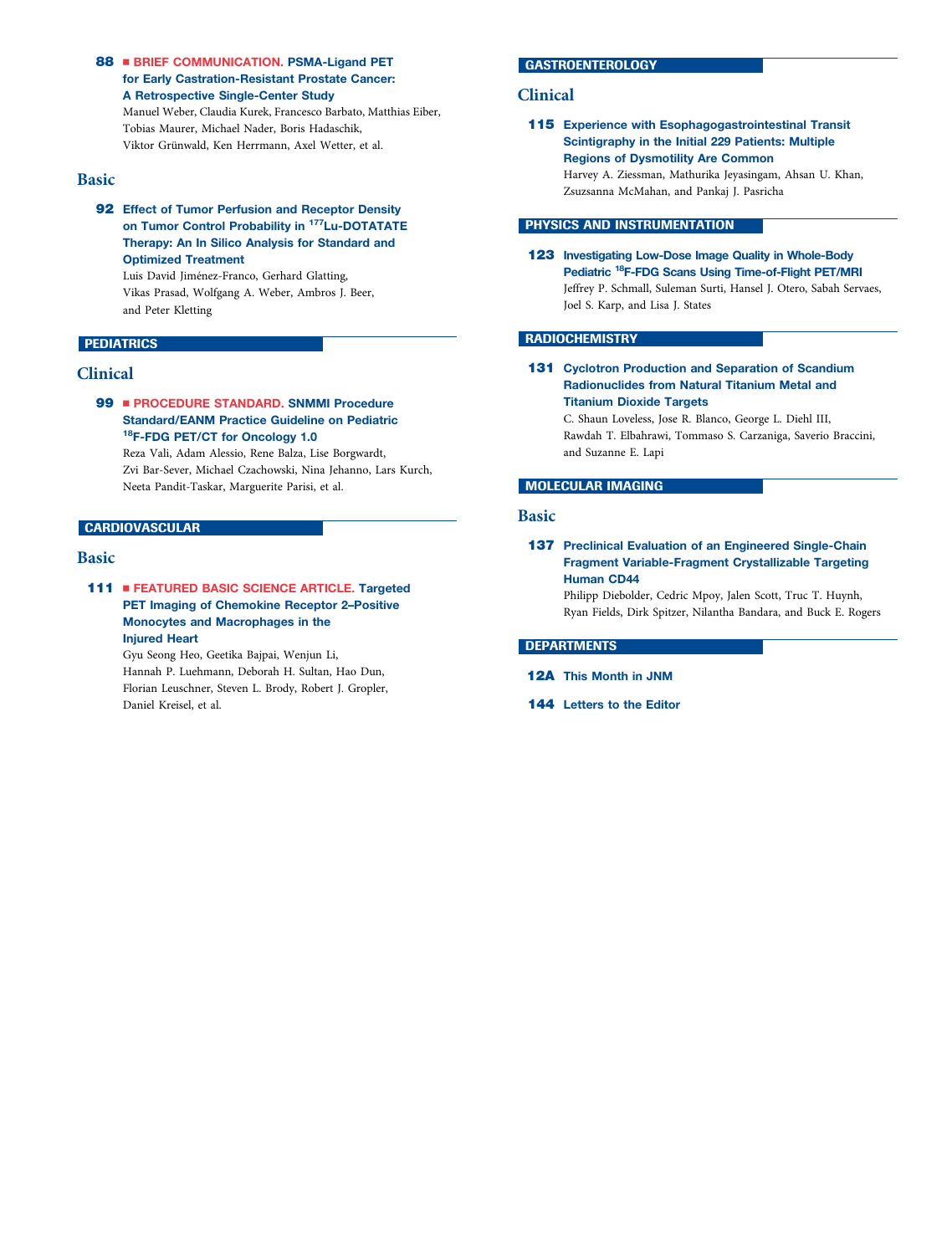**88** ■ **BRIEF COMMUNICATION. PSMA-Ligand PET for Early Castration-Resistant Prostate Cancer: A Retrospective Single-Center Study**
Manuel Weber, Claudia Kurek, Francesco Barbato, Matthias Eiber, Tobias Maurer, Michael Nader, Boris Hadaschik, Viktor Grünwald, Ken Herrmann, Axel Wetter, et al.

## Basic

**92 Effect of Tumor Perfusion and Receptor Density on Tumor Control Probability in $^{177}$Lu-DOTATATE Therapy: An In Silico Analysis for Standard and Optimized Treatment**
Luis David Jiménez-Franco, Gerhard Glatting, Vikas Prasad, Wolfgang A. Weber, Ambros J. Beer, and Peter Kletting

# PEDIATRICS

## Clinical

**99** ■ **PROCEDURE STANDARD. SNMMI Procedure Standard/EANM Practice Guideline on Pediatric $^{18}$F-FDG PET/CT for Oncology 1.0**
Reza Vali, Adam Alessio, Rene Balza, Lise Borgwardt, Zvi Bar-Sever, Michael Czachowski, Nina Jehanno, Lars Kurch, Neeta Pandit-Taskar, Marguerite Parisi, et al.

# CARDIOVASCULAR

## Basic

**111** ■ **FEATURED BASIC SCIENCE ARTICLE. Targeted PET Imaging of Chemokine Receptor 2–Positive Monocytes and Macrophages in the Injured Heart**
Gyu Seong Heo, Geetika Bajpai, Wenjun Li, Hannah P. Luehmann, Deborah H. Sultan, Hao Dun, Florian Leuschner, Steven L. Brody, Robert J. Gropler, Daniel Kreisel, et al.

# GASTROENTEROLOGY

## Clinical

**115 Experience with Esophagogastrointestinal Transit Scintigraphy in the Initial 229 Patients: Multiple Regions of Dysmotility Are Common**
Harvey A. Ziessman, Mathurika Jeyasingam, Ahsan U. Khan, Zsuzsanna McMahan, and Pankaj J. Pasricha

# PHYSICS AND INSTRUMENTATION

**123 Investigating Low-Dose Image Quality in Whole-Body Pediatric $^{18}$F-FDG Scans Using Time-of-Flight PET/MRI**
Jeffrey P. Schmall, Suleman Surti, Hansel J. Otero, Sabah Servaes, Joel S. Karp, and Lisa J. States

# RADIOCHEMISTRY

**131 Cyclotron Production and Separation of Scandium Radionuclides from Natural Titanium Metal and Titanium Dioxide Targets**
C. Shaun Loveless, Jose R. Blanco, George L. Diehl III, Rawdah T. Elbahrawi, Tommaso S. Carzaniga, Saverio Braccini, and Suzanne E. Lapi

# MOLECULAR IMAGING

## Basic

**137 Preclinical Evaluation of an Engineered Single-Chain Fragment Variable-Fragment Crystallizable Targeting Human CD44**
Philipp Diebolder, Cedric Mpoy, Jalen Scott, Truc T. Huynh, Ryan Fields, Dirk Spitzer, Nilantha Bandara, and Buck E. Rogers

# DEPARTMENTS

**12A This Month in JNM**

**144 Letters to the Editor**